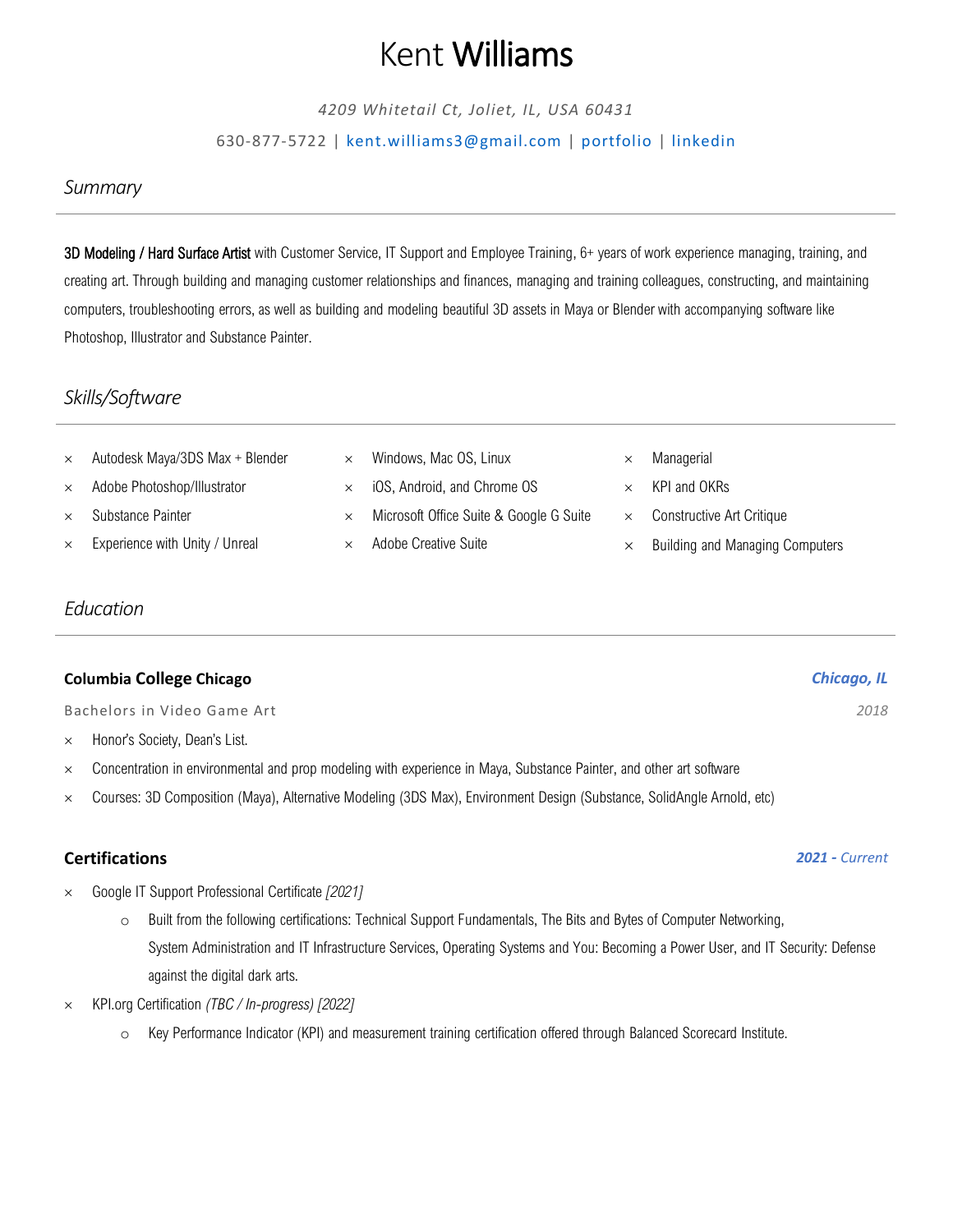# Kent **Williams**

*4209 Whitetail Ct, Joliet, IL, USA 60431*

630-877-5722 | kent.williams3@gmail.com | portfolio | linkedin

## *Summary*

**3D Modeling / Hard Surface Artist** with Customer Service, IT Support and Employee Training, 6+ years of work experience managing, training, and creating art. Through building and managing customer relationships and finances, managing and training colleagues, constructing, and maintaining computers, troubleshooting errors, as well as building and modeling beautiful 3D assets in Maya or Blender with accompanying software like Photoshop, Illustrator and Substance Painter.

## *Skills/Software*

- Autodesk Maya/3DS Max + Blender
- Adobe Photoshop/Illustrator
- Substance Painter
- Experience with Unity / Unreal
- Windows, Mac OS, Linux
- iOS, Android, and Chrome OS
- Microsoft Office Suite & Google G Suite
- Adobe Creative Suite
- Managerial
- KPI and OKRs
- Constructive Art Critique
- Building and Managing Computers

## *Education*

### Columbia College Chicago — *Chicago, IL*

Bachelors in Video Game Art — *2018*

- Honor's Society, Dean's List.
- Concentration in environmental and prop modeling with experience in Maya, Substance Painter, and other art software
- Courses: 3D Composition (Maya), Alternative Modeling (3DS Max), Environment Design (Substance, SolidAngle Arnold, etc)

### Certifications — *2021 - Current*

- Google IT Support Professional Certificate *[2021]*
  - Built from the following certifications: Technical Support Fundamentals, The Bits and Bytes of Computer Networking, System Administration and IT Infrastructure Services, Operating Systems and You: Becoming a Power User, and IT Security: Defense against the digital dark arts.
- KPI.org Certification *(TBC / In-progress) [2022]*
  - Key Performance Indicator (KPI) and measurement training certification offered through Balanced Scorecard Institute.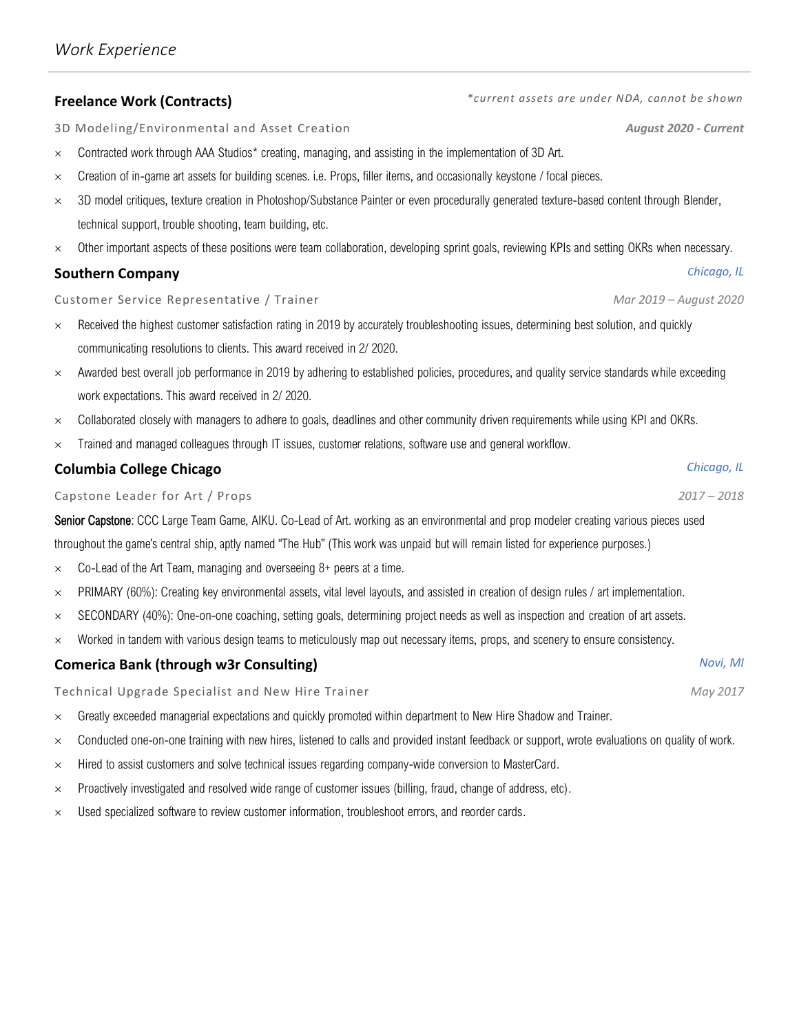## *Work Experience*

### Freelance Work (Contracts)

*\*current assets are under NDA, cannot be shown*

3D Modeling/Environmental and Asset Creation — ***August 2020 - Current***

- Contracted work through AAA Studios* creating, managing, and assisting in the implementation of 3D Art.
- Creation of in-game art assets for building scenes. i.e. Props, filler items, and occasionally keystone / focal pieces.
- 3D model critiques, texture creation in Photoshop/Substance Painter or even procedurally generated texture-based content through Blender, technical support, trouble shooting, team building, etc.
- Other important aspects of these positions were team collaboration, developing sprint goals, reviewing KPIs and setting OKRs when necessary.

### Southern Company

*Chicago, IL*

Customer Service Representative / Trainer — *Mar 2019 – August 2020*

- Received the highest customer satisfaction rating in 2019 by accurately troubleshooting issues, determining best solution, and quickly communicating resolutions to clients. This award received in 2/ 2020.
- Awarded best overall job performance in 2019 by adhering to established policies, procedures, and quality service standards while exceeding work expectations. This award received in 2/ 2020.
- Collaborated closely with managers to adhere to goals, deadlines and other community driven requirements while using KPI and OKRs.
- Trained and managed colleagues through IT issues, customer relations, software use and general workflow.

### Columbia College Chicago

*Chicago, IL*

Capstone Leader for Art / Props — *2017 – 2018*

Senior Capstone: CCC Large Team Game, AIKU. Co-Lead of Art. working as an environmental and prop modeler creating various pieces used throughout the game's central ship, aptly named "The Hub" (This work was unpaid but will remain listed for experience purposes.)

- Co-Lead of the Art Team, managing and overseeing 8+ peers at a time.
- PRIMARY (60%): Creating key environmental assets, vital level layouts, and assisted in creation of design rules / art implementation.
- SECONDARY (40%): One-on-one coaching, setting goals, determining project needs as well as inspection and creation of art assets.
- Worked in tandem with various design teams to meticulously map out necessary items, props, and scenery to ensure consistency.

### Comerica Bank (through w3r Consulting)

*Novi, MI*

Technical Upgrade Specialist and New Hire Trainer — *May 2017*

- Greatly exceeded managerial expectations and quickly promoted within department to New Hire Shadow and Trainer.
- Conducted one-on-one training with new hires, listened to calls and provided instant feedback or support, wrote evaluations on quality of work.
- Hired to assist customers and solve technical issues regarding company-wide conversion to MasterCard.
- Proactively investigated and resolved wide range of customer issues (billing, fraud, change of address, etc).
- Used specialized software to review customer information, troubleshoot errors, and reorder cards.